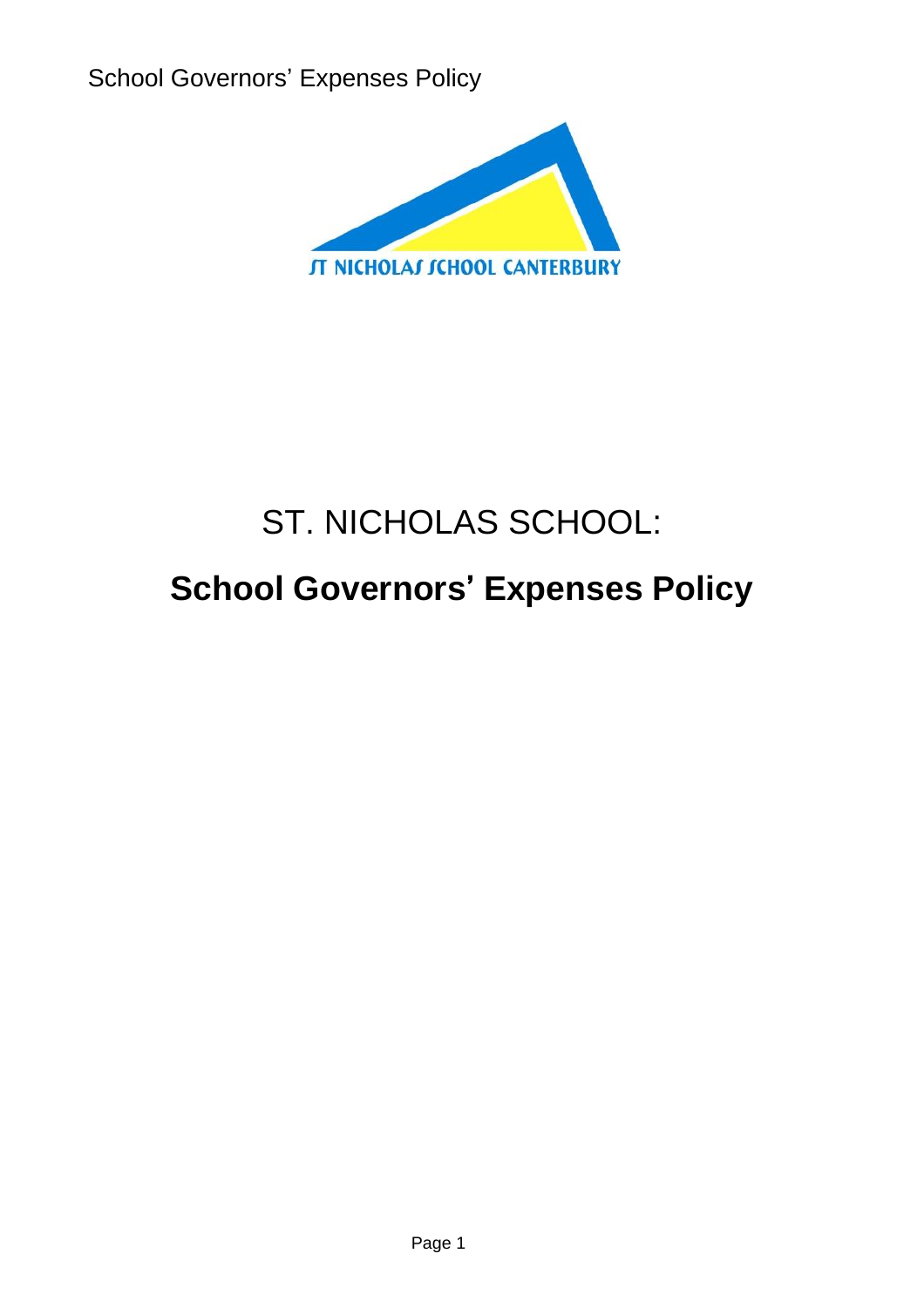# ST. NICHOLAS SCHOOL:

# School Governors' Expenses Policy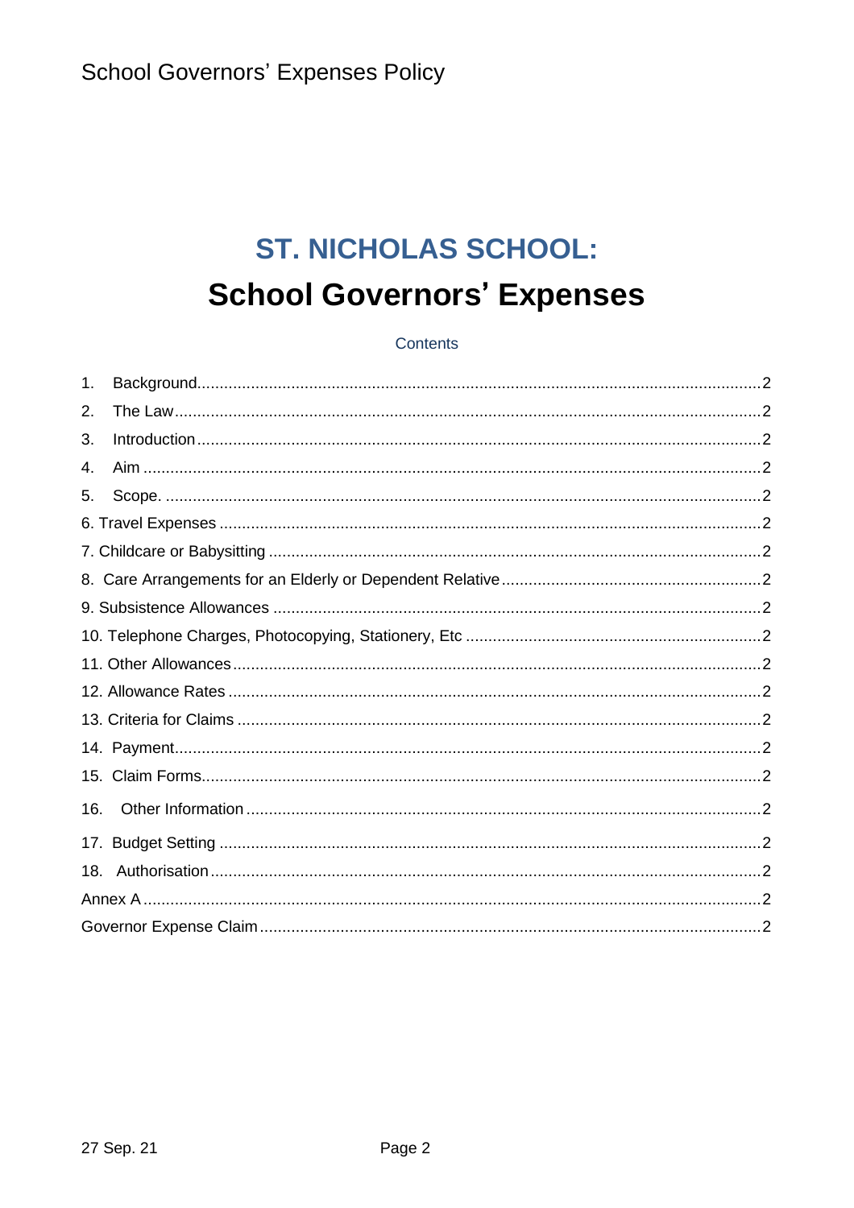# ST. NICHOLAS SCHOOL:

# School Governors' Expenses

Contents

1. Background........................................................................................................2
2. The Law.............................................................................................................2
3. Introduction........................................................................................................2
4. Aim ....................................................................................................................2
5. Scope. ...............................................................................................................2

6. Travel Expenses ...................................................................................................2
7. Childcare or Babysitting ........................................................................................2
8. Care Arrangements for an Elderly or Dependent Relative.......................................2
9. Subsistence Allowances ........................................................................................2
10. Telephone Charges, Photocopying, Stationery, Etc ..............................................2
11. Other Allowances.................................................................................................2
12. Allowance Rates ..................................................................................................2
13. Criteria for Claims ................................................................................................2
14. Payment..............................................................................................................2
15. Claim Forms........................................................................................................2
16. Other Information ................................................................................................2
17. Budget Setting .....................................................................................................2
18. Authorisation........................................................................................................2
Annex A ...................................................................................................................2
Governor Expense Claim ...........................................................................................2

27 Sep. 21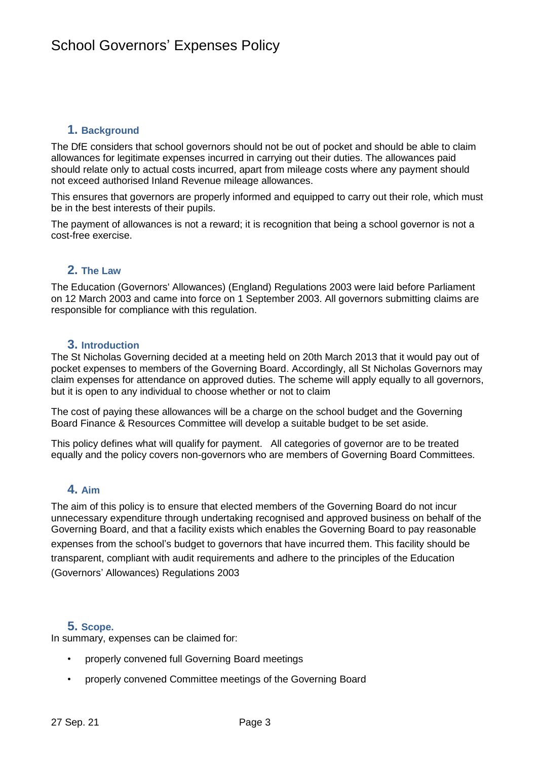# School Governors' Expenses Policy

## 1. Background

The DfE considers that school governors should not be out of pocket and should be able to claim allowances for legitimate expenses incurred in carrying out their duties. The allowances paid should relate only to actual costs incurred, apart from mileage costs where any payment should not exceed authorised Inland Revenue mileage allowances.

This ensures that governors are properly informed and equipped to carry out their role, which must be in the best interests of their pupils.

The payment of allowances is not a reward; it is recognition that being a school governor is not a cost-free exercise.

## 2. The Law

The Education (Governors' Allowances) (England) Regulations 2003 were laid before Parliament on 12 March 2003 and came into force on 1 September 2003. All governors submitting claims are responsible for compliance with this regulation.

## 3. Introduction

The St Nicholas Governing decided at a meeting held on 20th March 2013 that it would pay out of pocket expenses to members of the Governing Board. Accordingly, all St Nicholas Governors may claim expenses for attendance on approved duties. The scheme will apply equally to all governors, but it is open to any individual to choose whether or not to claim

The cost of paying these allowances will be a charge on the school budget and the Governing Board Finance & Resources Committee will develop a suitable budget to be set aside.

This policy defines what will qualify for payment. All categories of governor are to be treated equally and the policy covers non-governors who are members of Governing Board Committees.

## 4. Aim

The aim of this policy is to ensure that elected members of the Governing Board do not incur unnecessary expenditure through undertaking recognised and approved business on behalf of the Governing Board, and that a facility exists which enables the Governing Board to pay reasonable expenses from the school's budget to governors that have incurred them. This facility should be transparent, compliant with audit requirements and adhere to the principles of the Education (Governors' Allowances) Regulations 2003

## 5. Scope.

In summary, expenses can be claimed for:

- properly convened full Governing Board meetings
- properly convened Committee meetings of the Governing Board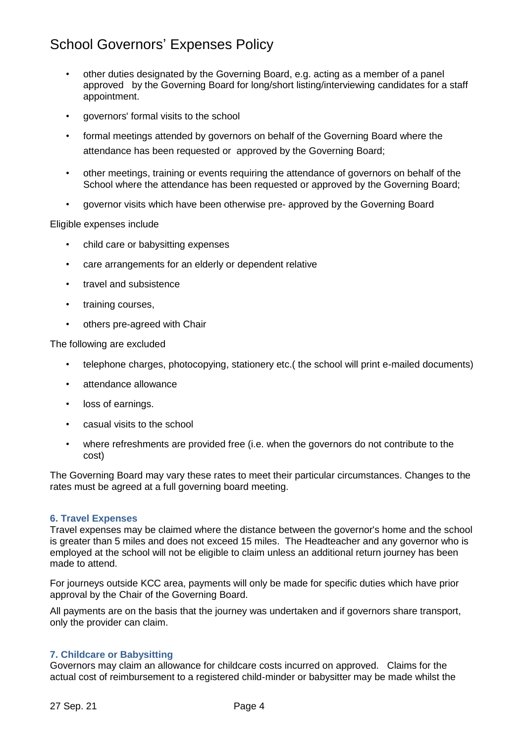- other duties designated by the Governing Board, e.g. acting as a member of a panel approved by the Governing Board for long/short listing/interviewing candidates for a staff appointment.
- governors' formal visits to the school
- formal meetings attended by governors on behalf of the Governing Board where the attendance has been requested or approved by the Governing Board;
- other meetings, training or events requiring the attendance of governors on behalf of the School where the attendance has been requested or approved by the Governing Board;
- governor visits which have been otherwise pre- approved by the Governing Board

Eligible expenses include

- child care or babysitting expenses
- care arrangements for an elderly or dependent relative
- travel and subsistence
- training courses,
- others pre-agreed with Chair

The following are excluded

- telephone charges, photocopying, stationery etc.( the school will print e-mailed documents)
- attendance allowance
- loss of earnings.
- casual visits to the school
- where refreshments are provided free (i.e. when the governors do not contribute to the cost)

The Governing Board may vary these rates to meet their particular circumstances. Changes to the rates must be agreed at a full governing board meeting.

### 6. Travel Expenses

Travel expenses may be claimed where the distance between the governor's home and the school is greater than 5 miles and does not exceed 15 miles. The Headteacher and any governor who is employed at the school will not be eligible to claim unless an additional return journey has been made to attend.

For journeys outside KCC area, payments will only be made for specific duties which have prior approval by the Chair of the Governing Board.

All payments are on the basis that the journey was undertaken and if governors share transport, only the provider can claim.

### 7. Childcare or Babysitting

Governors may claim an allowance for childcare costs incurred on approved. Claims for the actual cost of reimbursement to a registered child-minder or babysitter may be made whilst the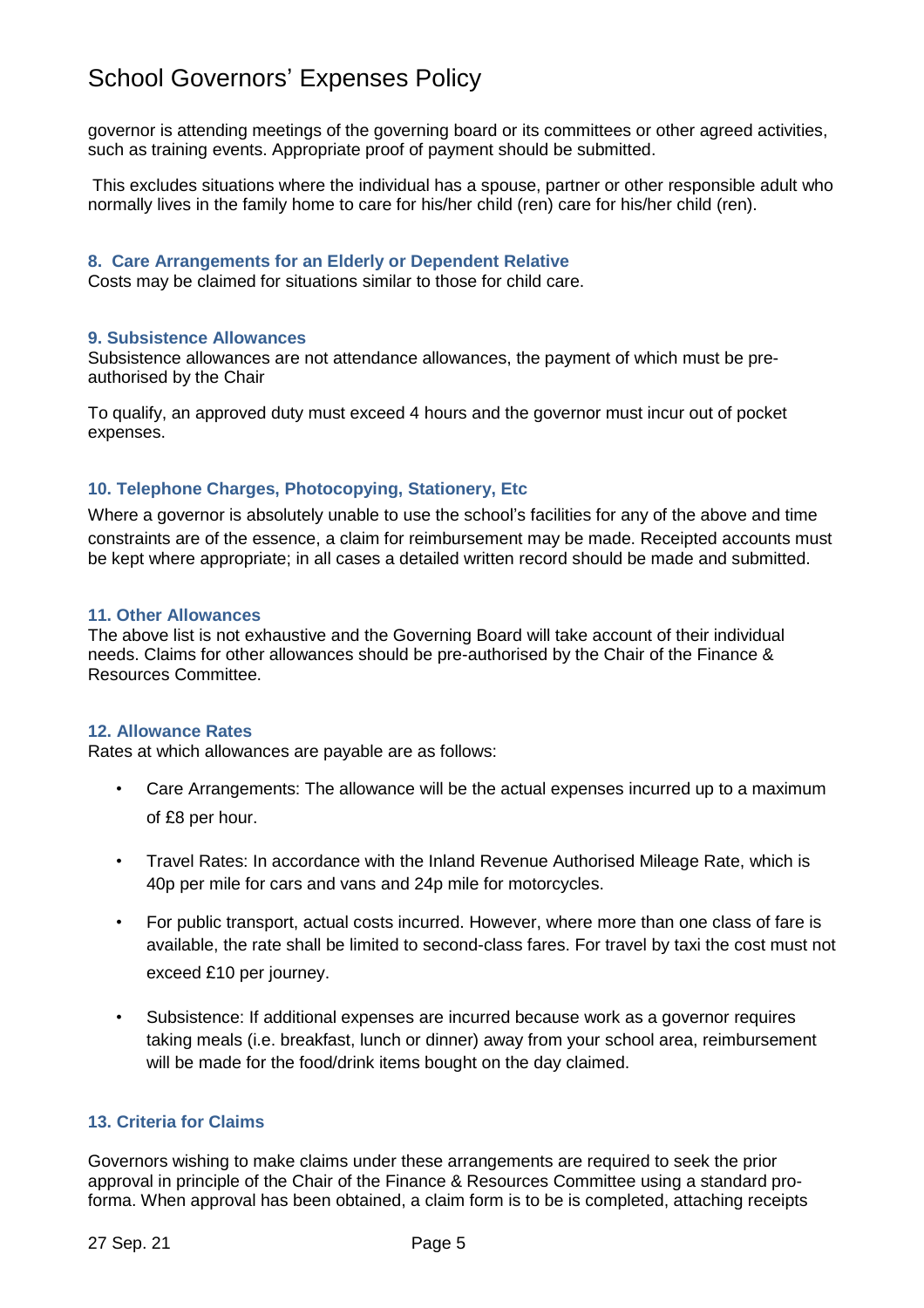governor is attending meetings of the governing board or its committees or other agreed activities, such as training events. Appropriate proof of payment should be submitted.

This excludes situations where the individual has a spouse, partner or other responsible adult who normally lives in the family home to care for his/her child (ren) care for his/her child (ren).

### 8. Care Arrangements for an Elderly or Dependent Relative

Costs may be claimed for situations similar to those for child care.

### 9. Subsistence Allowances

Subsistence allowances are not attendance allowances, the payment of which must be pre-authorised by the Chair

To qualify, an approved duty must exceed 4 hours and the governor must incur out of pocket expenses.

### 10. Telephone Charges, Photocopying, Stationery, Etc

Where a governor is absolutely unable to use the school's facilities for any of the above and time constraints are of the essence, a claim for reimbursement may be made. Receipted accounts must be kept where appropriate; in all cases a detailed written record should be made and submitted.

### 11. Other Allowances

The above list is not exhaustive and the Governing Board will take account of their individual needs. Claims for other allowances should be pre-authorised by the Chair of the Finance & Resources Committee.

### 12. Allowance Rates

Rates at which allowances are payable are as follows:

- Care Arrangements: The allowance will be the actual expenses incurred up to a maximum of £8 per hour.
- Travel Rates: In accordance with the Inland Revenue Authorised Mileage Rate, which is 40p per mile for cars and vans and 24p mile for motorcycles.
- For public transport, actual costs incurred. However, where more than one class of fare is available, the rate shall be limited to second-class fares. For travel by taxi the cost must not exceed £10 per journey.
- Subsistence: If additional expenses are incurred because work as a governor requires taking meals (i.e. breakfast, lunch or dinner) away from your school area, reimbursement will be made for the food/drink items bought on the day claimed.

### 13. Criteria for Claims

Governors wishing to make claims under these arrangements are required to seek the prior approval in principle of the Chair of the Finance & Resources Committee using a standard pro-forma. When approval has been obtained, a claim form is to be is completed, attaching receipts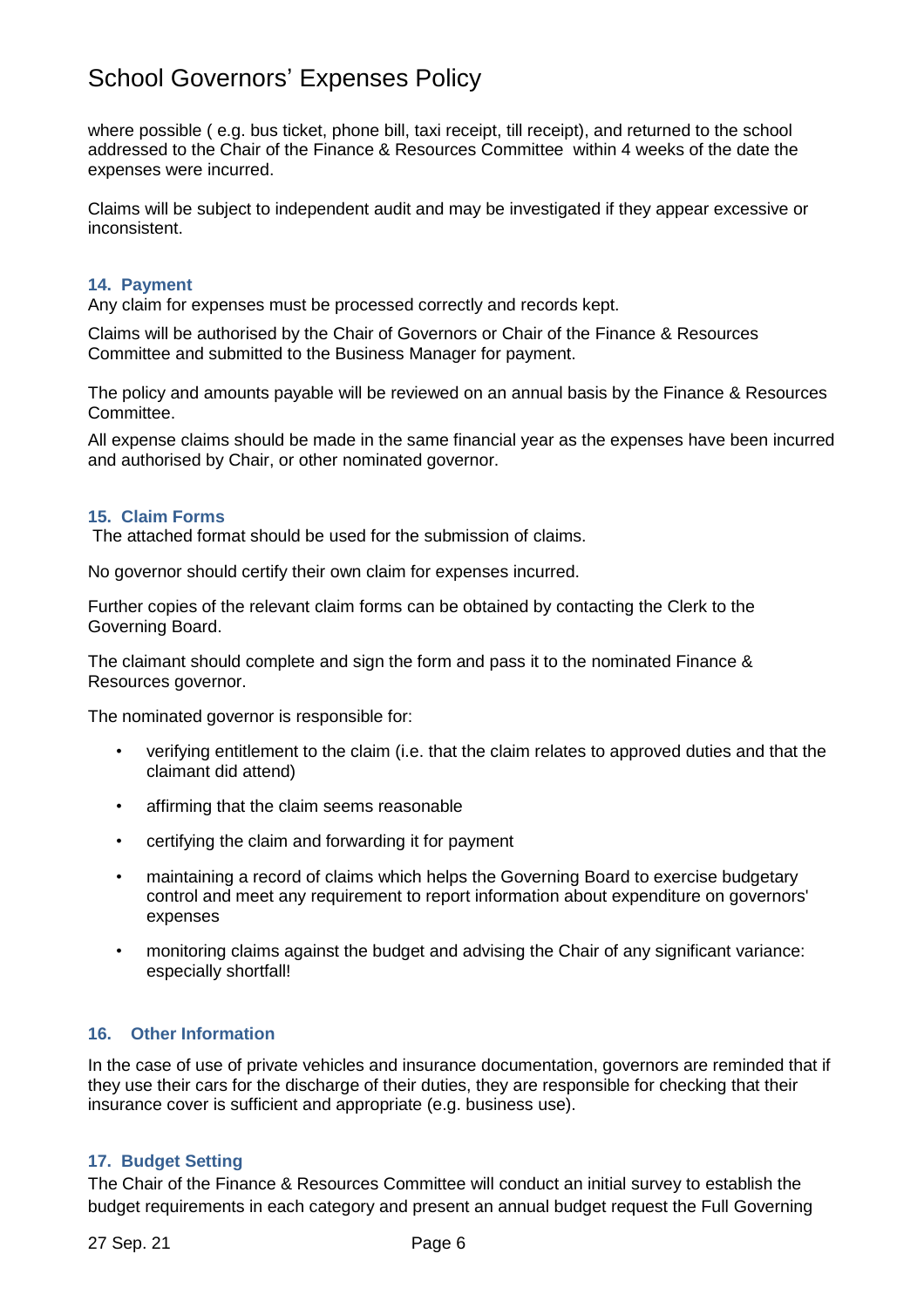where possible ( e.g. bus ticket, phone bill, taxi receipt, till receipt), and returned to the school addressed to the Chair of the Finance & Resources Committee within 4 weeks of the date the expenses were incurred.

Claims will be subject to independent audit and may be investigated if they appear excessive or inconsistent.

### 14. Payment

Any claim for expenses must be processed correctly and records kept.

Claims will be authorised by the Chair of Governors or Chair of the Finance & Resources Committee and submitted to the Business Manager for payment.

The policy and amounts payable will be reviewed on an annual basis by the Finance & Resources Committee.

All expense claims should be made in the same financial year as the expenses have been incurred and authorised by Chair, or other nominated governor.

### 15. Claim Forms

The attached format should be used for the submission of claims.

No governor should certify their own claim for expenses incurred.

Further copies of the relevant claim forms can be obtained by contacting the Clerk to the Governing Board.

The claimant should complete and sign the form and pass it to the nominated Finance & Resources governor.

The nominated governor is responsible for:

- verifying entitlement to the claim (i.e. that the claim relates to approved duties and that the claimant did attend)
- affirming that the claim seems reasonable
- certifying the claim and forwarding it for payment
- maintaining a record of claims which helps the Governing Board to exercise budgetary control and meet any requirement to report information about expenditure on governors' expenses
- monitoring claims against the budget and advising the Chair of any significant variance: especially shortfall!

### 16. Other Information

In the case of use of private vehicles and insurance documentation, governors are reminded that if they use their cars for the discharge of their duties, they are responsible for checking that their insurance cover is sufficient and appropriate (e.g. business use).

### 17. Budget Setting

The Chair of the Finance & Resources Committee will conduct an initial survey to establish the budget requirements in each category and present an annual budget request the Full Governing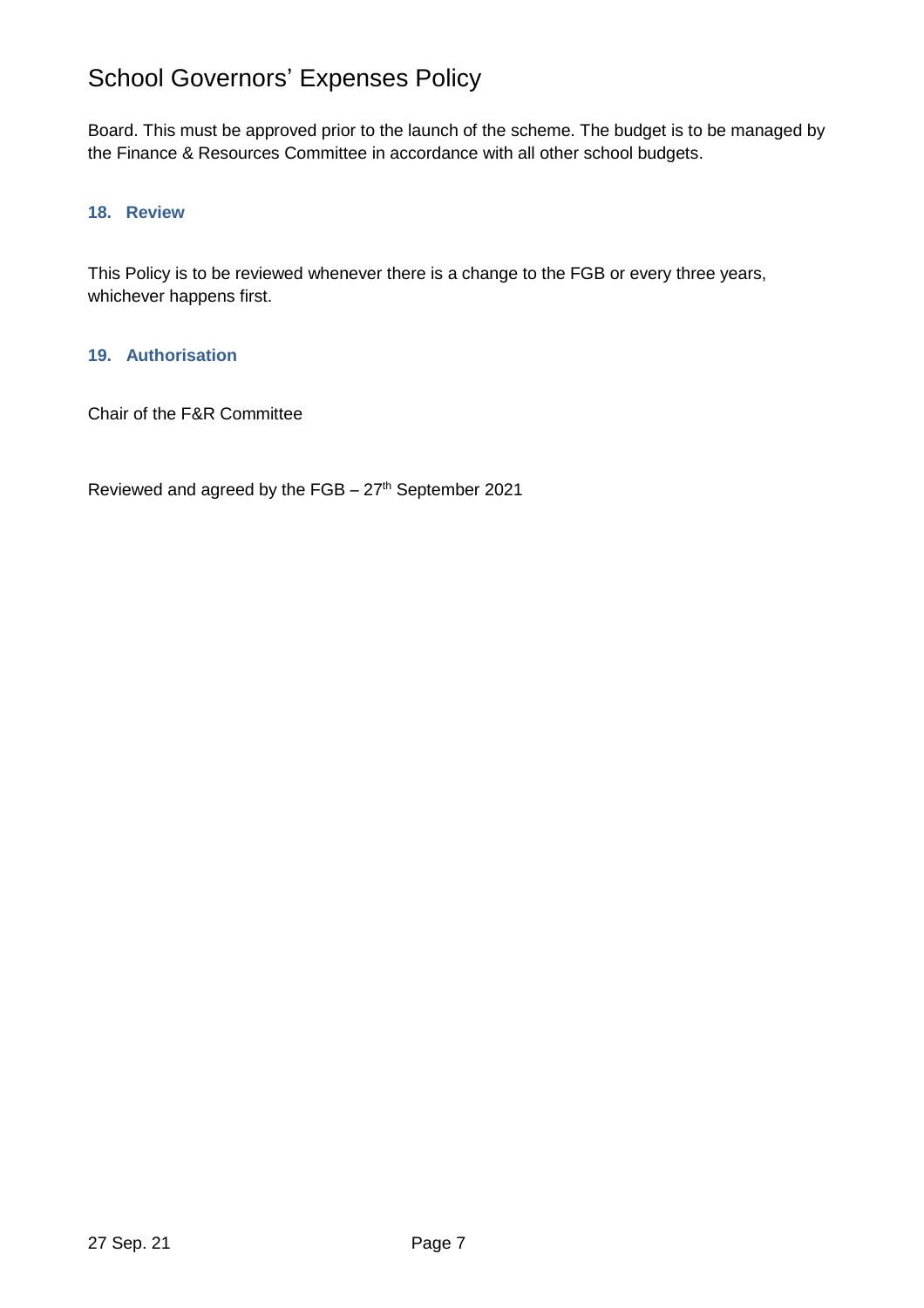Board. This must be approved prior to the launch of the scheme. The budget is to be managed by the Finance & Resources Committee in accordance with all other school budgets.

## 18. Review

This Policy is to be reviewed whenever there is a change to the FGB or every three years, whichever happens first.

## 19. Authorisation

Chair of the F&R Committee

Reviewed and agreed by the FGB – 27th September 2021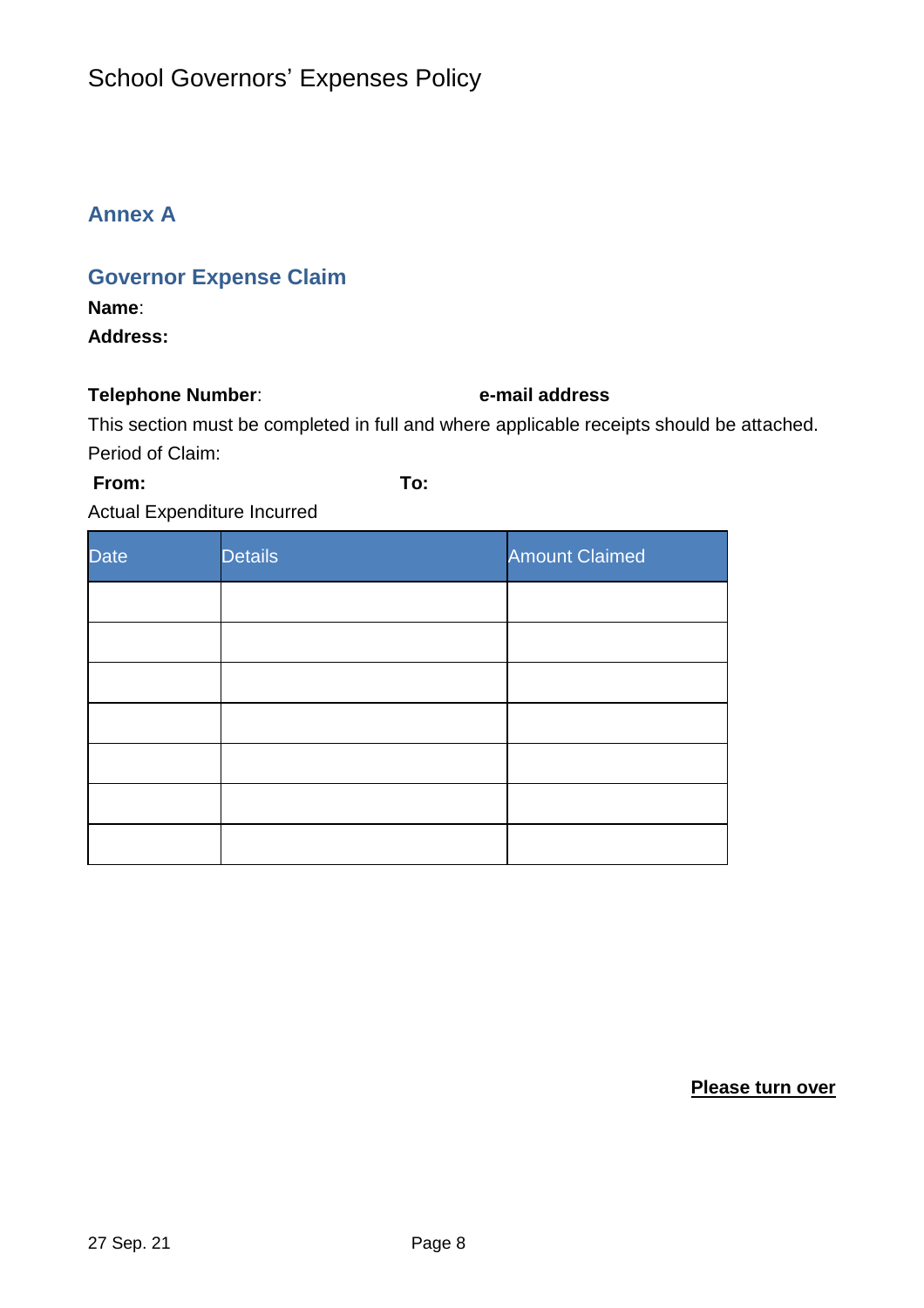## Annex A

## Governor Expense Claim

**Name**:

**Address:**

**Telephone Number**: **e-mail address**

This section must be completed in full and where applicable receipts should be attached.

Period of Claim:

**From:** **To:**

Actual Expenditure Incurred

| Date | Details | Amount Claimed |
| --- | --- | --- |
| | | |
| | | |
| | | |
| | | |
| | | |
| | | |
| | | |

**Please turn over**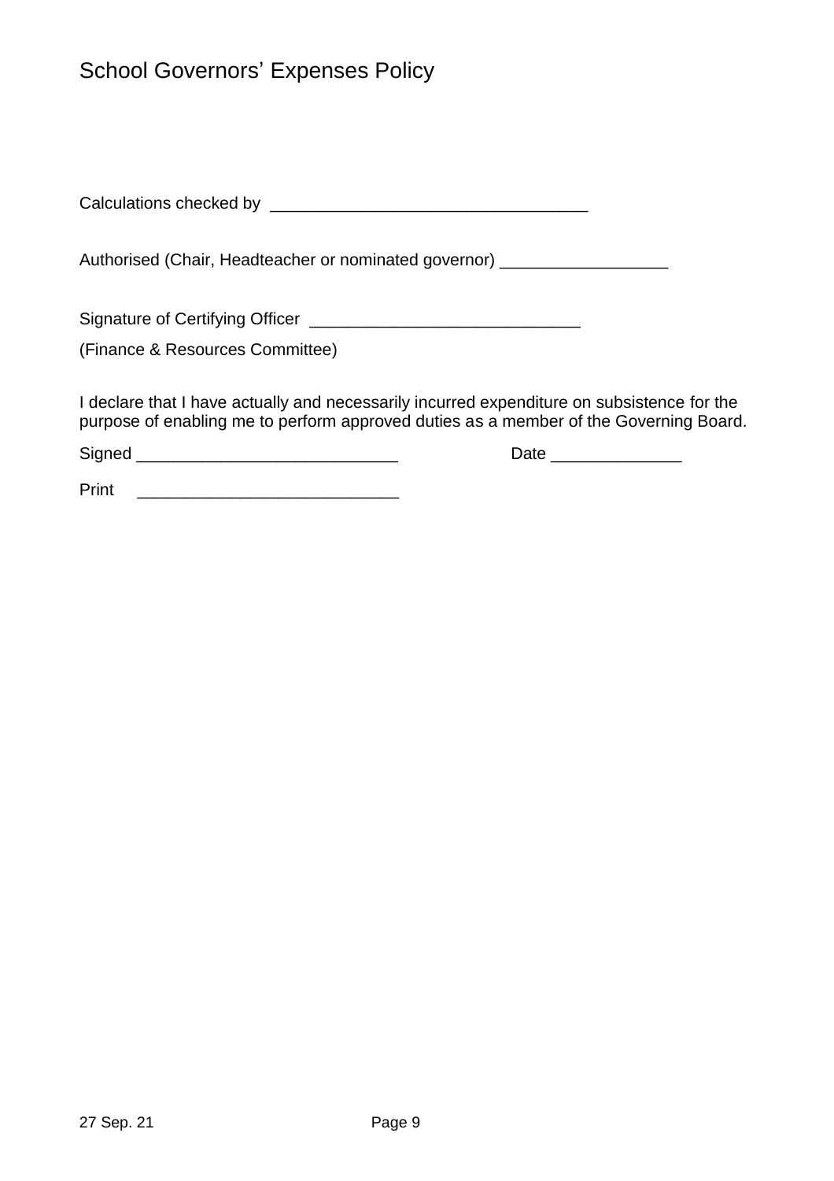Calculations checked by ___________________________________

Authorised (Chair, Headteacher or nominated governor) __________________

Signature of Certifying Officer _____________________________

(Finance & Resources Committee)

I declare that I have actually and necessarily incurred expenditure on subsistence for the purpose of enabling me to perform approved duties as a member of the Governing Board.

Signed ____________________________ Date ______________

Print ____________________________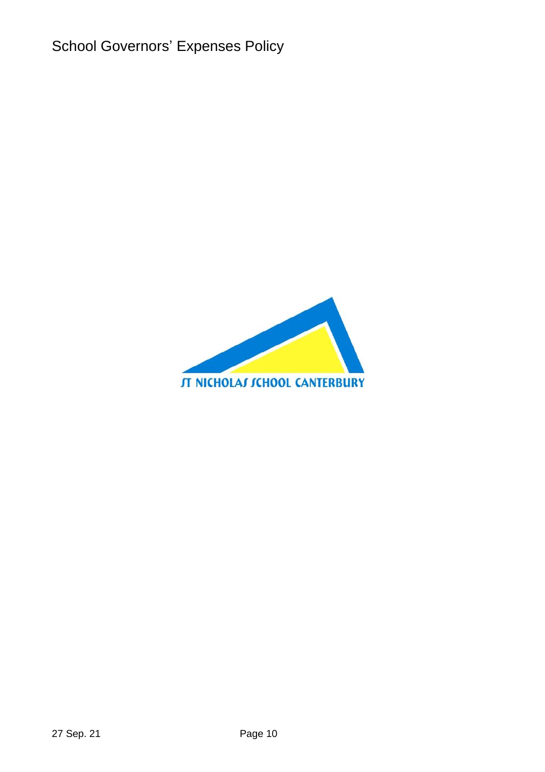School Governors' Expenses Policy

ST NICHOLAS SCHOOL CANTERBURY